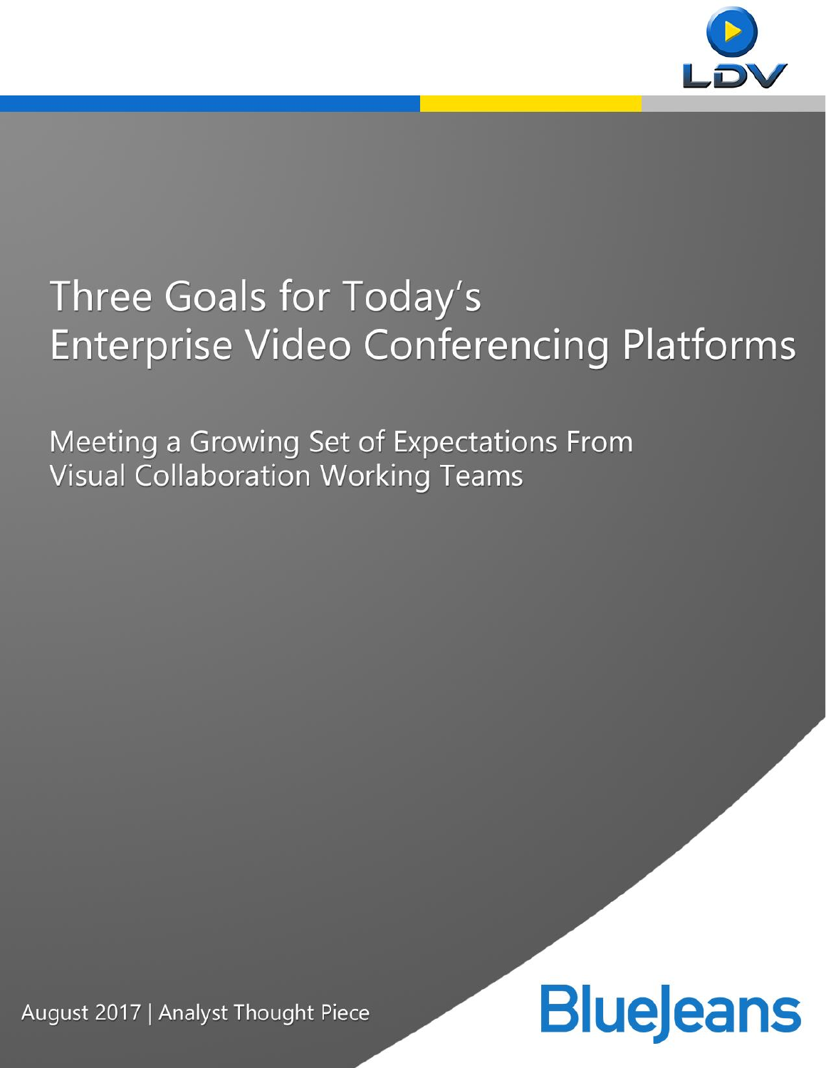# Three Goals for Today's Enterprise Video Conferencing Platforms

## Meeting a Growing Set of Expectations From Visual Collaboration Working Teams

August 2017 | Analyst Thought Piece

BlueJeans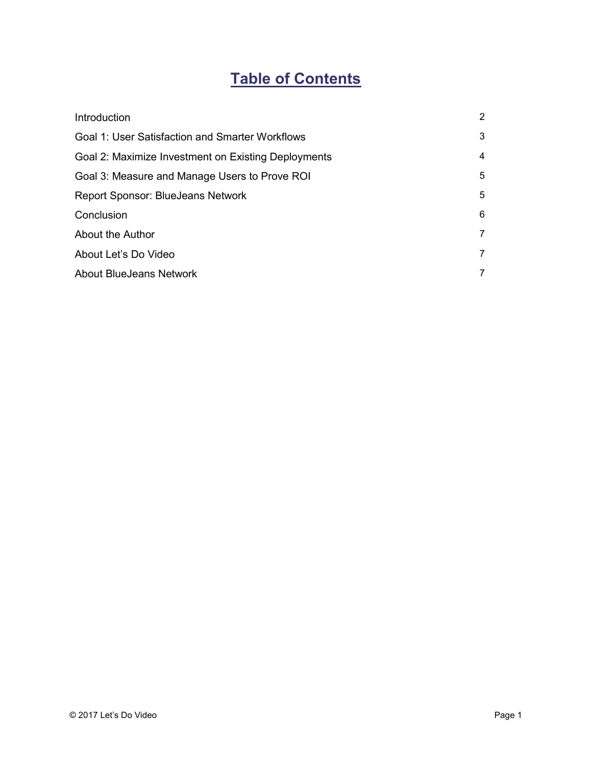# Table of Contents

| | |
|---|---|
| Introduction | 2 |
| Goal 1: User Satisfaction and Smarter Workflows | 3 |
| Goal 2: Maximize Investment on Existing Deployments | 4 |
| Goal 3: Measure and Manage Users to Prove ROI | 5 |
| Report Sponsor: BlueJeans Network | 5 |
| Conclusion | 6 |
| About the Author | 7 |
| About Let's Do Video | 7 |
| About BlueJeans Network | 7 |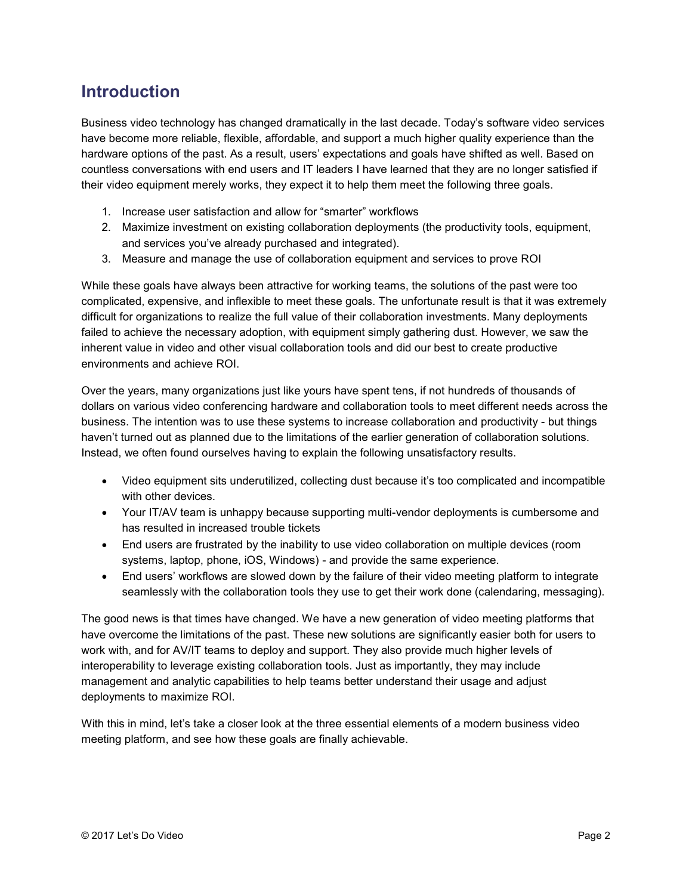## Introduction

Business video technology has changed dramatically in the last decade. Today's software video services have become more reliable, flexible, affordable, and support a much higher quality experience than the hardware options of the past. As a result, users' expectations and goals have shifted as well. Based on countless conversations with end users and IT leaders I have learned that they are no longer satisfied if their video equipment merely works, they expect it to help them meet the following three goals.

1. Increase user satisfaction and allow for "smarter" workflows
2. Maximize investment on existing collaboration deployments (the productivity tools, equipment, and services you've already purchased and integrated).
3. Measure and manage the use of collaboration equipment and services to prove ROI

While these goals have always been attractive for working teams, the solutions of the past were too complicated, expensive, and inflexible to meet these goals. The unfortunate result is that it was extremely difficult for organizations to realize the full value of their collaboration investments. Many deployments failed to achieve the necessary adoption, with equipment simply gathering dust. However, we saw the inherent value in video and other visual collaboration tools and did our best to create productive environments and achieve ROI.

Over the years, many organizations just like yours have spent tens, if not hundreds of thousands of dollars on various video conferencing hardware and collaboration tools to meet different needs across the business. The intention was to use these systems to increase collaboration and productivity - but things haven't turned out as planned due to the limitations of the earlier generation of collaboration solutions. Instead, we often found ourselves having to explain the following unsatisfactory results.

- Video equipment sits underutilized, collecting dust because it's too complicated and incompatible with other devices.
- Your IT/AV team is unhappy because supporting multi-vendor deployments is cumbersome and has resulted in increased trouble tickets
- End users are frustrated by the inability to use video collaboration on multiple devices (room systems, laptop, phone, iOS, Windows) - and provide the same experience.
- End users' workflows are slowed down by the failure of their video meeting platform to integrate seamlessly with the collaboration tools they use to get their work done (calendaring, messaging).

The good news is that times have changed. We have a new generation of video meeting platforms that have overcome the limitations of the past. These new solutions are significantly easier both for users to work with, and for AV/IT teams to deploy and support. They also provide much higher levels of interoperability to leverage existing collaboration tools. Just as importantly, they may include management and analytic capabilities to help teams better understand their usage and adjust deployments to maximize ROI.

With this in mind, let's take a closer look at the three essential elements of a modern business video meeting platform, and see how these goals are finally achievable.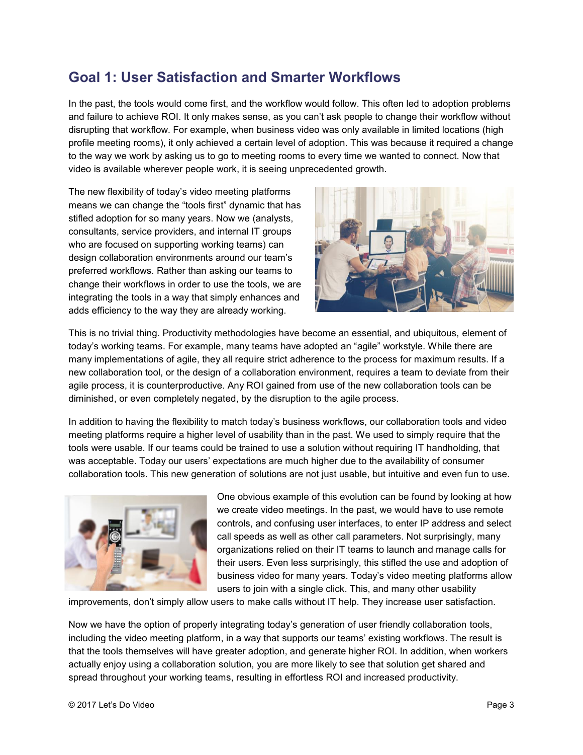## Goal 1: User Satisfaction and Smarter Workflows

In the past, the tools would come first, and the workflow would follow. This often led to adoption problems and failure to achieve ROI. It only makes sense, as you can't ask people to change their workflow without disrupting that workflow. For example, when business video was only available in limited locations (high profile meeting rooms), it only achieved a certain level of adoption. This was because it required a change to the way we work by asking us to go to meeting rooms to every time we wanted to connect. Now that video is available wherever people work, it is seeing unprecedented growth.

The new flexibility of today's video meeting platforms means we can change the "tools first" dynamic that has stifled adoption for so many years. Now we (analysts, consultants, service providers, and internal IT groups who are focused on supporting working teams) can design collaboration environments around our team's preferred workflows. Rather than asking our teams to change their workflows in order to use the tools, we are integrating the tools in a way that simply enhances and adds efficiency to the way they are already working.

This is no trivial thing. Productivity methodologies have become an essential, and ubiquitous, element of today's working teams. For example, many teams have adopted an "agile" workstyle. While there are many implementations of agile, they all require strict adherence to the process for maximum results. If a new collaboration tool, or the design of a collaboration environment, requires a team to deviate from their agile process, it is counterproductive. Any ROI gained from use of the new collaboration tools can be diminished, or even completely negated, by the disruption to the agile process.

In addition to having the flexibility to match today's business workflows, our collaboration tools and video meeting platforms require a higher level of usability than in the past. We used to simply require that the tools were usable. If our teams could be trained to use a solution without requiring IT handholding, that was acceptable. Today our users' expectations are much higher due to the availability of consumer collaboration tools. This new generation of solutions are not just usable, but intuitive and even fun to use.

One obvious example of this evolution can be found by looking at how we create video meetings. In the past, we would have to use remote controls, and confusing user interfaces, to enter IP address and select call speeds as well as other call parameters. Not surprisingly, many organizations relied on their IT teams to launch and manage calls for their users. Even less surprisingly, this stifled the use and adoption of business video for many years. Today's video meeting platforms allow users to join with a single click. This, and many other usability improvements, don't simply allow users to make calls without IT help. They increase user satisfaction.

Now we have the option of properly integrating today's generation of user friendly collaboration tools, including the video meeting platform, in a way that supports our teams' existing workflows. The result is that the tools themselves will have greater adoption, and generate higher ROI. In addition, when workers actually enjoy using a collaboration solution, you are more likely to see that solution get shared and spread throughout your working teams, resulting in effortless ROI and increased productivity.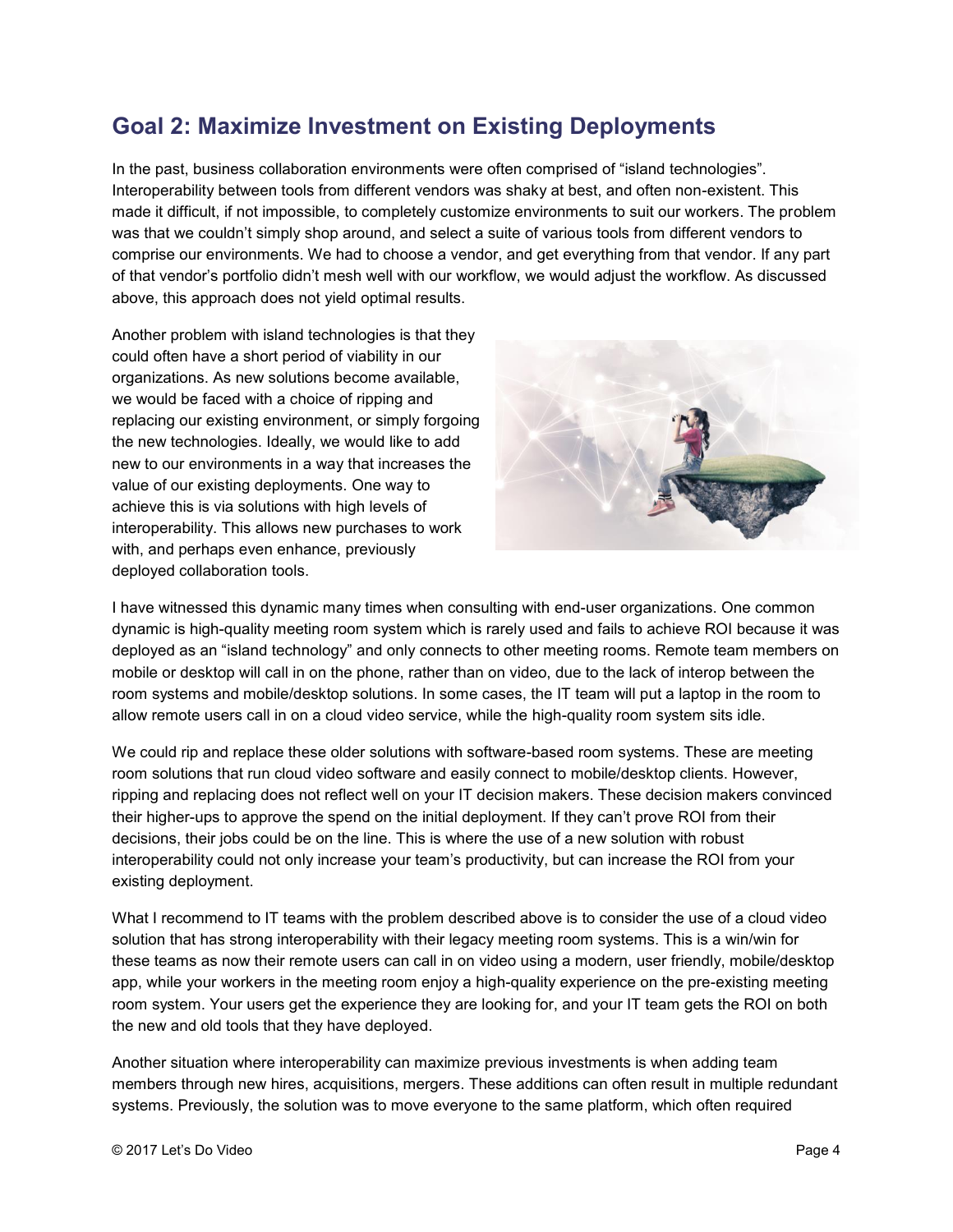## Goal 2: Maximize Investment on Existing Deployments

In the past, business collaboration environments were often comprised of "island technologies". Interoperability between tools from different vendors was shaky at best, and often non-existent. This made it difficult, if not impossible, to completely customize environments to suit our workers. The problem was that we couldn't simply shop around, and select a suite of various tools from different vendors to comprise our environments. We had to choose a vendor, and get everything from that vendor. If any part of that vendor's portfolio didn't mesh well with our workflow, we would adjust the workflow. As discussed above, this approach does not yield optimal results.

Another problem with island technologies is that they could often have a short period of viability in our organizations. As new solutions become available, we would be faced with a choice of ripping and replacing our existing environment, or simply forgoing the new technologies. Ideally, we would like to add new to our environments in a way that increases the value of our existing deployments. One way to achieve this is via solutions with high levels of interoperability. This allows new purchases to work with, and perhaps even enhance, previously deployed collaboration tools.

I have witnessed this dynamic many times when consulting with end-user organizations. One common dynamic is high-quality meeting room system which is rarely used and fails to achieve ROI because it was deployed as an "island technology" and only connects to other meeting rooms. Remote team members on mobile or desktop will call in on the phone, rather than on video, due to the lack of interop between the room systems and mobile/desktop solutions. In some cases, the IT team will put a laptop in the room to allow remote users call in on a cloud video service, while the high-quality room system sits idle.

We could rip and replace these older solutions with software-based room systems. These are meeting room solutions that run cloud video software and easily connect to mobile/desktop clients. However, ripping and replacing does not reflect well on your IT decision makers. These decision makers convinced their higher-ups to approve the spend on the initial deployment. If they can't prove ROI from their decisions, their jobs could be on the line. This is where the use of a new solution with robust interoperability could not only increase your team's productivity, but can increase the ROI from your existing deployment.

What I recommend to IT teams with the problem described above is to consider the use of a cloud video solution that has strong interoperability with their legacy meeting room systems. This is a win/win for these teams as now their remote users can call in on video using a modern, user friendly, mobile/desktop app, while your workers in the meeting room enjoy a high-quality experience on the pre-existing meeting room system. Your users get the experience they are looking for, and your IT team gets the ROI on both the new and old tools that they have deployed.

Another situation where interoperability can maximize previous investments is when adding team members through new hires, acquisitions, mergers. These additions can often result in multiple redundant systems. Previously, the solution was to move everyone to the same platform, which often required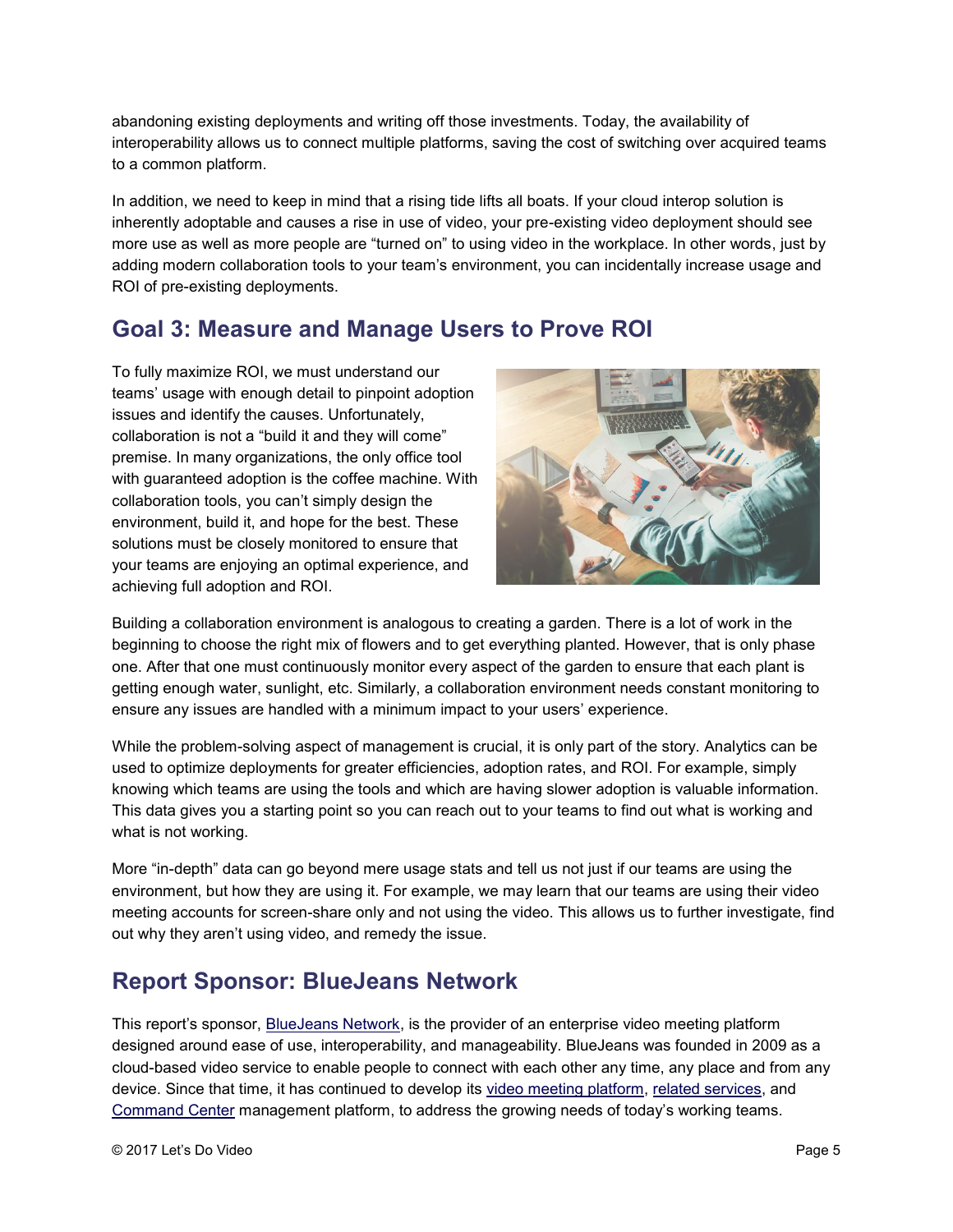abandoning existing deployments and writing off those investments. Today, the availability of interoperability allows us to connect multiple platforms, saving the cost of switching over acquired teams to a common platform.

In addition, we need to keep in mind that a rising tide lifts all boats. If your cloud interop solution is inherently adoptable and causes a rise in use of video, your pre-existing video deployment should see more use as well as more people are "turned on" to using video in the workplace. In other words, just by adding modern collaboration tools to your team's environment, you can incidentally increase usage and ROI of pre-existing deployments.

## Goal 3: Measure and Manage Users to Prove ROI

To fully maximize ROI, we must understand our teams' usage with enough detail to pinpoint adoption issues and identify the causes. Unfortunately, collaboration is not a "build it and they will come" premise. In many organizations, the only office tool with guaranteed adoption is the coffee machine. With collaboration tools, you can't simply design the environment, build it, and hope for the best. These solutions must be closely monitored to ensure that your teams are enjoying an optimal experience, and achieving full adoption and ROI.

Building a collaboration environment is analogous to creating a garden. There is a lot of work in the beginning to choose the right mix of flowers and to get everything planted. However, that is only phase one. After that one must continuously monitor every aspect of the garden to ensure that each plant is getting enough water, sunlight, etc. Similarly, a collaboration environment needs constant monitoring to ensure any issues are handled with a minimum impact to your users' experience.

While the problem-solving aspect of management is crucial, it is only part of the story. Analytics can be used to optimize deployments for greater efficiencies, adoption rates, and ROI. For example, simply knowing which teams are using the tools and which are having slower adoption is valuable information. This data gives you a starting point so you can reach out to your teams to find out what is working and what is not working.

More "in-depth" data can go beyond mere usage stats and tell us not just if our teams are using the environment, but how they are using it. For example, we may learn that our teams are using their video meeting accounts for screen-share only and not using the video. This allows us to further investigate, find out why they aren't using video, and remedy the issue.

## Report Sponsor: BlueJeans Network

This report's sponsor, BlueJeans Network, is the provider of an enterprise video meeting platform designed around ease of use, interoperability, and manageability. BlueJeans was founded in 2009 as a cloud-based video service to enable people to connect with each other any time, any place and from any device. Since that time, it has continued to develop its video meeting platform, related services, and Command Center management platform, to address the growing needs of today's working teams.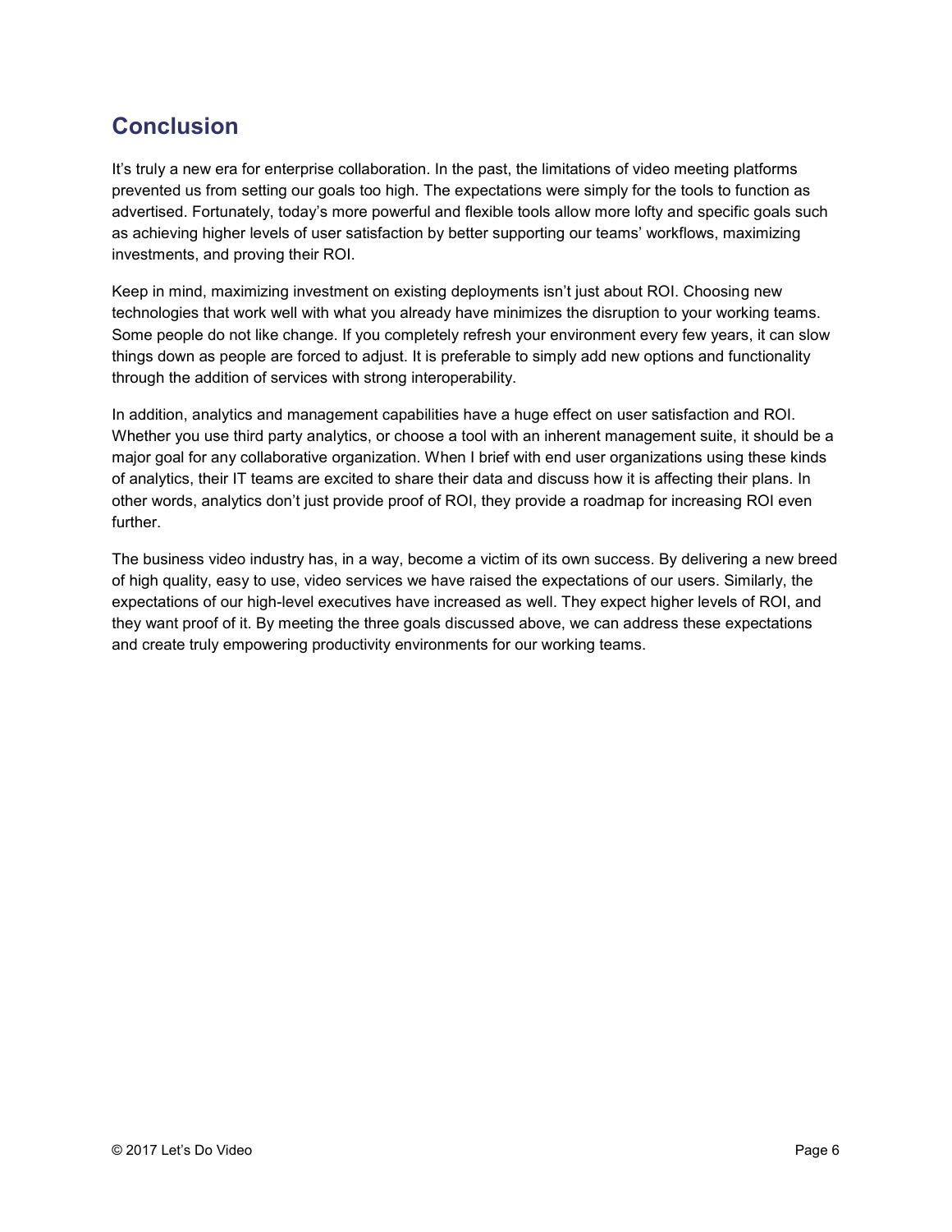## Conclusion

It's truly a new era for enterprise collaboration. In the past, the limitations of video meeting platforms prevented us from setting our goals too high. The expectations were simply for the tools to function as advertised. Fortunately, today's more powerful and flexible tools allow more lofty and specific goals such as achieving higher levels of user satisfaction by better supporting our teams' workflows, maximizing investments, and proving their ROI.

Keep in mind, maximizing investment on existing deployments isn't just about ROI. Choosing new technologies that work well with what you already have minimizes the disruption to your working teams. Some people do not like change. If you completely refresh your environment every few years, it can slow things down as people are forced to adjust. It is preferable to simply add new options and functionality through the addition of services with strong interoperability.

In addition, analytics and management capabilities have a huge effect on user satisfaction and ROI. Whether you use third party analytics, or choose a tool with an inherent management suite, it should be a major goal for any collaborative organization. When I brief with end user organizations using these kinds of analytics, their IT teams are excited to share their data and discuss how it is affecting their plans. In other words, analytics don't just provide proof of ROI, they provide a roadmap for increasing ROI even further.

The business video industry has, in a way, become a victim of its own success. By delivering a new breed of high quality, easy to use, video services we have raised the expectations of our users. Similarly, the expectations of our high-level executives have increased as well. They expect higher levels of ROI, and they want proof of it. By meeting the three goals discussed above, we can address these expectations and create truly empowering productivity environments for our working teams.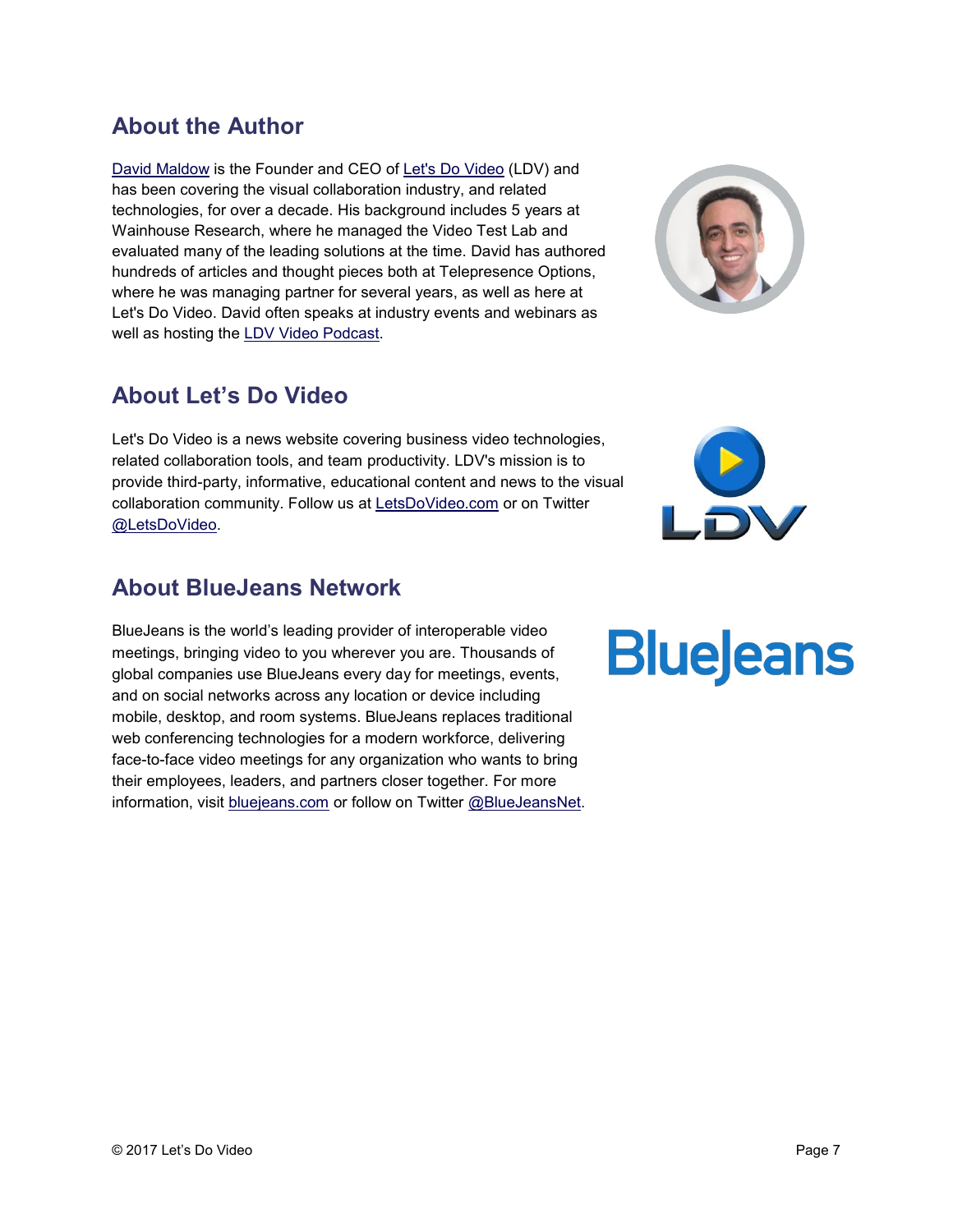## About the Author

David Maldow is the Founder and CEO of Let's Do Video (LDV) and has been covering the visual collaboration industry, and related technologies, for over a decade. His background includes 5 years at Wainhouse Research, where he managed the Video Test Lab and evaluated many of the leading solutions at the time. David has authored hundreds of articles and thought pieces both at Telepresence Options, where he was managing partner for several years, as well as here at Let's Do Video. David often speaks at industry events and webinars as well as hosting the LDV Video Podcast.

## About Let's Do Video

Let's Do Video is a news website covering business video technologies, related collaboration tools, and team productivity. LDV's mission is to provide third-party, informative, educational content and news to the visual collaboration community. Follow us at LetsDoVideo.com or on Twitter @LetsDoVideo.

## About BlueJeans Network

BlueJeans is the world's leading provider of interoperable video meetings, bringing video to you wherever you are. Thousands of global companies use BlueJeans every day for meetings, events, and on social networks across any location or device including mobile, desktop, and room systems. BlueJeans replaces traditional web conferencing technologies for a modern workforce, delivering face-to-face video meetings for any organization who wants to bring their employees, leaders, and partners closer together. For more information, visit bluejeans.com or follow on Twitter @BlueJeansNet.

© 2017 Let's Do Video